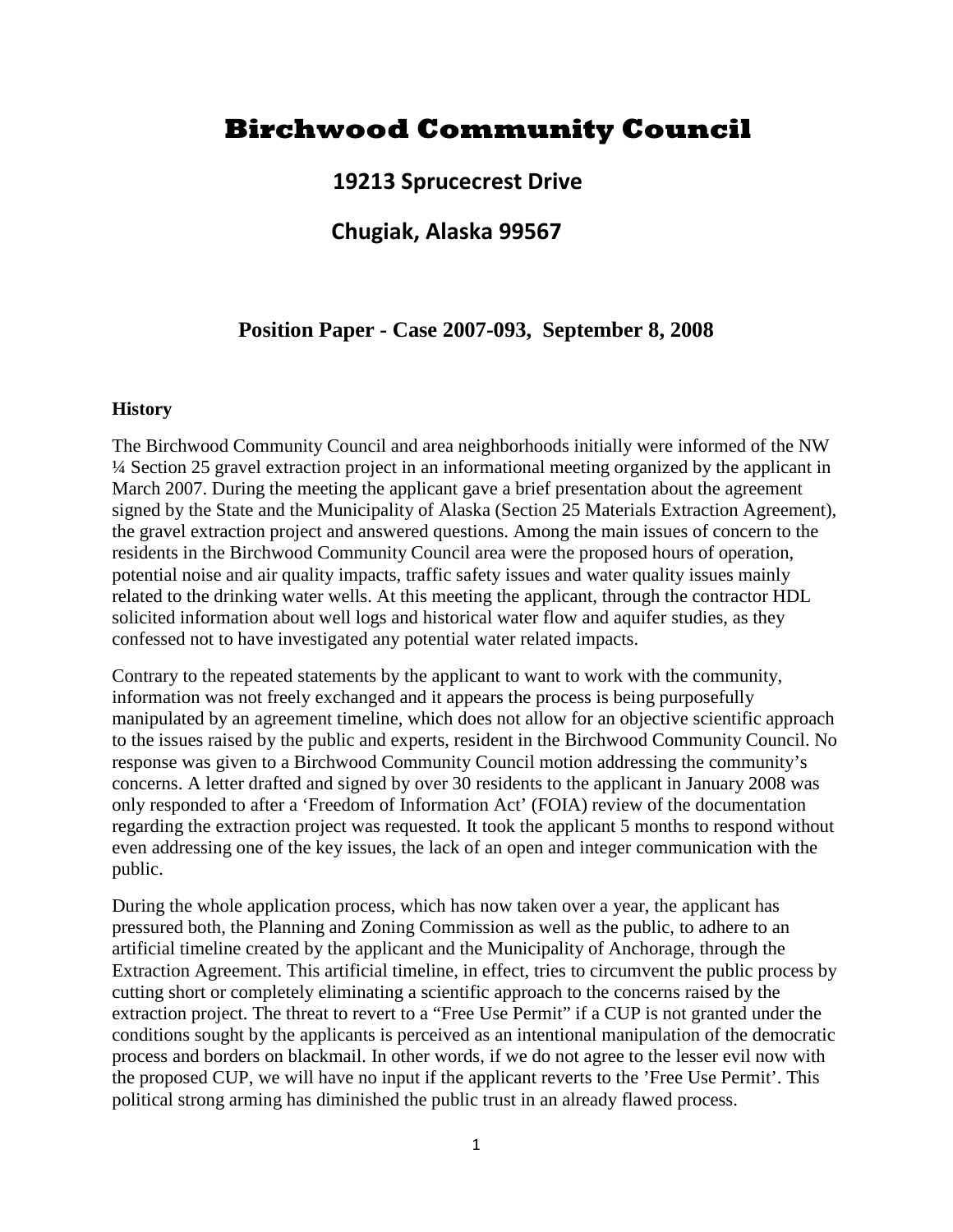# Birchwood Community Council

**19213 Sprucecrest Drive**

**Chugiak, Alaska 99567**

## Position Paper - Case 2007-093, September 8, 2008

### History

The Birchwood Community Council and area neighborhoods initially were informed of the NW ¼ Section 25 gravel extraction project in an informational meeting organized by the applicant in March 2007. During the meeting the applicant gave a brief presentation about the agreement signed by the State and the Municipality of Alaska (Section 25 Materials Extraction Agreement), the gravel extraction project and answered questions. Among the main issues of concern to the residents in the Birchwood Community Council area were the proposed hours of operation, potential noise and air quality impacts, traffic safety issues and water quality issues mainly related to the drinking water wells. At this meeting the applicant, through the contractor HDL solicited information about well logs and historical water flow and aquifer studies, as they confessed not to have investigated any potential water related impacts.

Contrary to the repeated statements by the applicant to want to work with the community, information was not freely exchanged and it appears the process is being purposefully manipulated by an agreement timeline, which does not allow for an objective scientific approach to the issues raised by the public and experts, resident in the Birchwood Community Council. No response was given to a Birchwood Community Council motion addressing the community's concerns. A letter drafted and signed by over 30 residents to the applicant in January 2008 was only responded to after a 'Freedom of Information Act' (FOIA) review of the documentation regarding the extraction project was requested. It took the applicant 5 months to respond without even addressing one of the key issues, the lack of an open and integer communication with the public.

During the whole application process, which has now taken over a year, the applicant has pressured both, the Planning and Zoning Commission as well as the public, to adhere to an artificial timeline created by the applicant and the Municipality of Anchorage, through the Extraction Agreement. This artificial timeline, in effect, tries to circumvent the public process by cutting short or completely eliminating a scientific approach to the concerns raised by the extraction project. The threat to revert to a "Free Use Permit" if a CUP is not granted under the conditions sought by the applicants is perceived as an intentional manipulation of the democratic process and borders on blackmail. In other words, if we do not agree to the lesser evil now with the proposed CUP, we will have no input if the applicant reverts to the 'Free Use Permit'. This political strong arming has diminished the public trust in an already flawed process.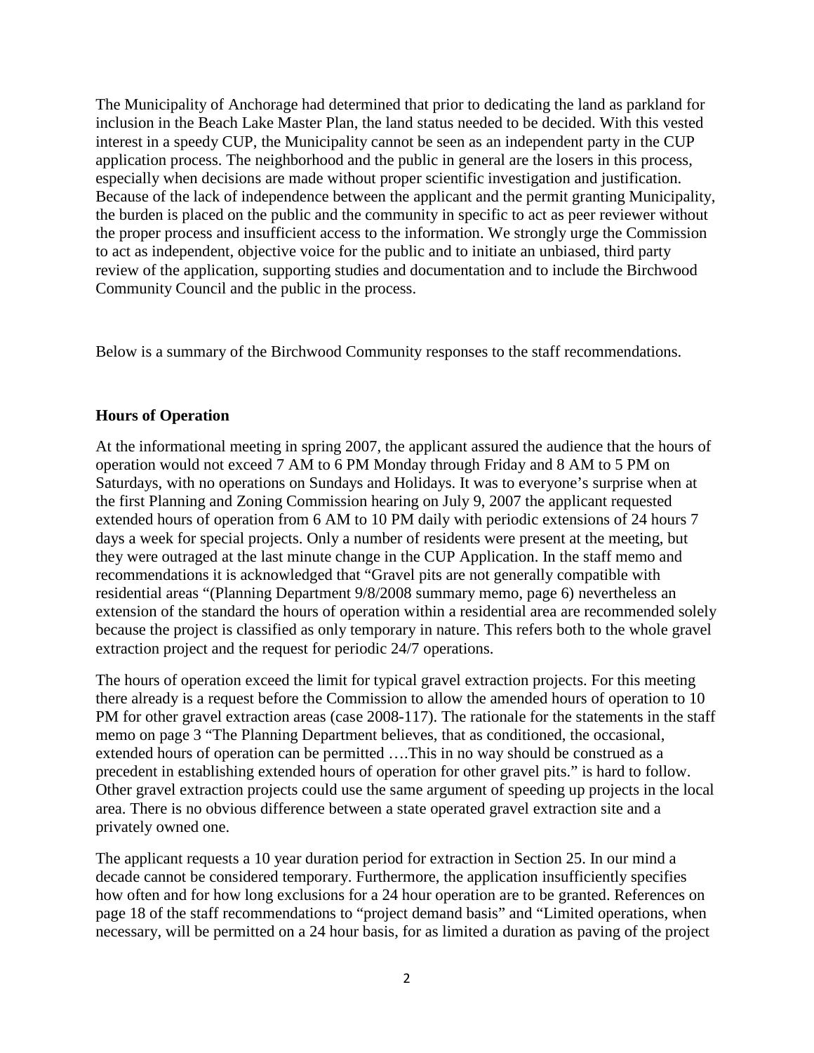The Municipality of Anchorage had determined that prior to dedicating the land as parkland for inclusion in the Beach Lake Master Plan, the land status needed to be decided. With this vested interest in a speedy CUP, the Municipality cannot be seen as an independent party in the CUP application process. The neighborhood and the public in general are the losers in this process, especially when decisions are made without proper scientific investigation and justification. Because of the lack of independence between the applicant and the permit granting Municipality, the burden is placed on the public and the community in specific to act as peer reviewer without the proper process and insufficient access to the information. We strongly urge the Commission to act as independent, objective voice for the public and to initiate an unbiased, third party review of the application, supporting studies and documentation and to include the Birchwood Community Council and the public in the process.

Below is a summary of the Birchwood Community responses to the staff recommendations.

**Hours of Operation**

At the informational meeting in spring 2007, the applicant assured the audience that the hours of operation would not exceed 7 AM to 6 PM Monday through Friday and 8 AM to 5 PM on Saturdays, with no operations on Sundays and Holidays. It was to everyone's surprise when at the first Planning and Zoning Commission hearing on July 9, 2007 the applicant requested extended hours of operation from 6 AM to 10 PM daily with periodic extensions of 24 hours 7 days a week for special projects. Only a number of residents were present at the meeting, but they were outraged at the last minute change in the CUP Application. In the staff memo and recommendations it is acknowledged that "Gravel pits are not generally compatible with residential areas "(Planning Department 9/8/2008 summary memo, page 6) nevertheless an extension of the standard the hours of operation within a residential area are recommended solely because the project is classified as only temporary in nature. This refers both to the whole gravel extraction project and the request for periodic 24/7 operations.

The hours of operation exceed the limit for typical gravel extraction projects. For this meeting there already is a request before the Commission to allow the amended hours of operation to 10 PM for other gravel extraction areas (case 2008-117). The rationale for the statements in the staff memo on page 3 "The Planning Department believes, that as conditioned, the occasional, extended hours of operation can be permitted ….This in no way should be construed as a precedent in establishing extended hours of operation for other gravel pits." is hard to follow. Other gravel extraction projects could use the same argument of speeding up projects in the local area. There is no obvious difference between a state operated gravel extraction site and a privately owned one.

The applicant requests a 10 year duration period for extraction in Section 25. In our mind a decade cannot be considered temporary. Furthermore, the application insufficiently specifies how often and for how long exclusions for a 24 hour operation are to be granted. References on page 18 of the staff recommendations to "project demand basis" and "Limited operations, when necessary, will be permitted on a 24 hour basis, for as limited a duration as paving of the project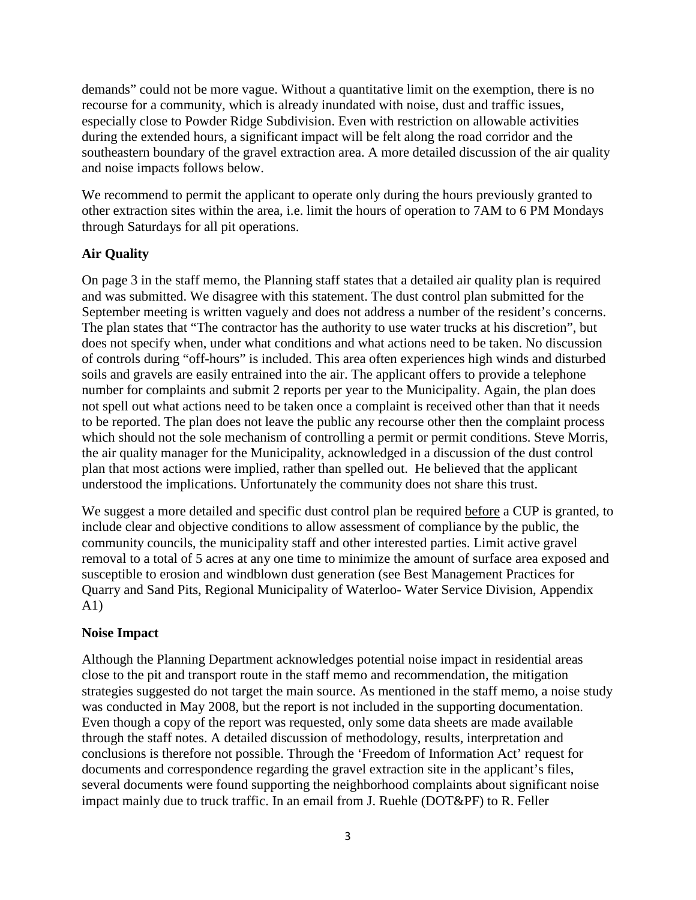demands" could not be more vague. Without a quantitative limit on the exemption, there is no recourse for a community, which is already inundated with noise, dust and traffic issues, especially close to Powder Ridge Subdivision. Even with restriction on allowable activities during the extended hours, a significant impact will be felt along the road corridor and the southeastern boundary of the gravel extraction area. A more detailed discussion of the air quality and noise impacts follows below.

We recommend to permit the applicant to operate only during the hours previously granted to other extraction sites within the area, i.e. limit the hours of operation to 7AM to 6 PM Mondays through Saturdays for all pit operations.

**Air Quality**

On page 3 in the staff memo, the Planning staff states that a detailed air quality plan is required and was submitted. We disagree with this statement. The dust control plan submitted for the September meeting is written vaguely and does not address a number of the resident's concerns. The plan states that "The contractor has the authority to use water trucks at his discretion", but does not specify when, under what conditions and what actions need to be taken. No discussion of controls during "off-hours" is included. This area often experiences high winds and disturbed soils and gravels are easily entrained into the air. The applicant offers to provide a telephone number for complaints and submit 2 reports per year to the Municipality. Again, the plan does not spell out what actions need to be taken once a complaint is received other than that it needs to be reported. The plan does not leave the public any recourse other then the complaint process which should not the sole mechanism of controlling a permit or permit conditions. Steve Morris, the air quality manager for the Municipality, acknowledged in a discussion of the dust control plan that most actions were implied, rather than spelled out. He believed that the applicant understood the implications. Unfortunately the community does not share this trust.

We suggest a more detailed and specific dust control plan be required <u>before</u> a CUP is granted, to include clear and objective conditions to allow assessment of compliance by the public, the community councils, the municipality staff and other interested parties. Limit active gravel removal to a total of 5 acres at any one time to minimize the amount of surface area exposed and susceptible to erosion and windblown dust generation (see Best Management Practices for Quarry and Sand Pits, Regional Municipality of Waterloo- Water Service Division, Appendix A1)

**Noise Impact**

Although the Planning Department acknowledges potential noise impact in residential areas close to the pit and transport route in the staff memo and recommendation, the mitigation strategies suggested do not target the main source. As mentioned in the staff memo, a noise study was conducted in May 2008, but the report is not included in the supporting documentation. Even though a copy of the report was requested, only some data sheets are made available through the staff notes. A detailed discussion of methodology, results, interpretation and conclusions is therefore not possible. Through the 'Freedom of Information Act' request for documents and correspondence regarding the gravel extraction site in the applicant's files, several documents were found supporting the neighborhood complaints about significant noise impact mainly due to truck traffic. In an email from J. Ruehle (DOT&PF) to R. Feller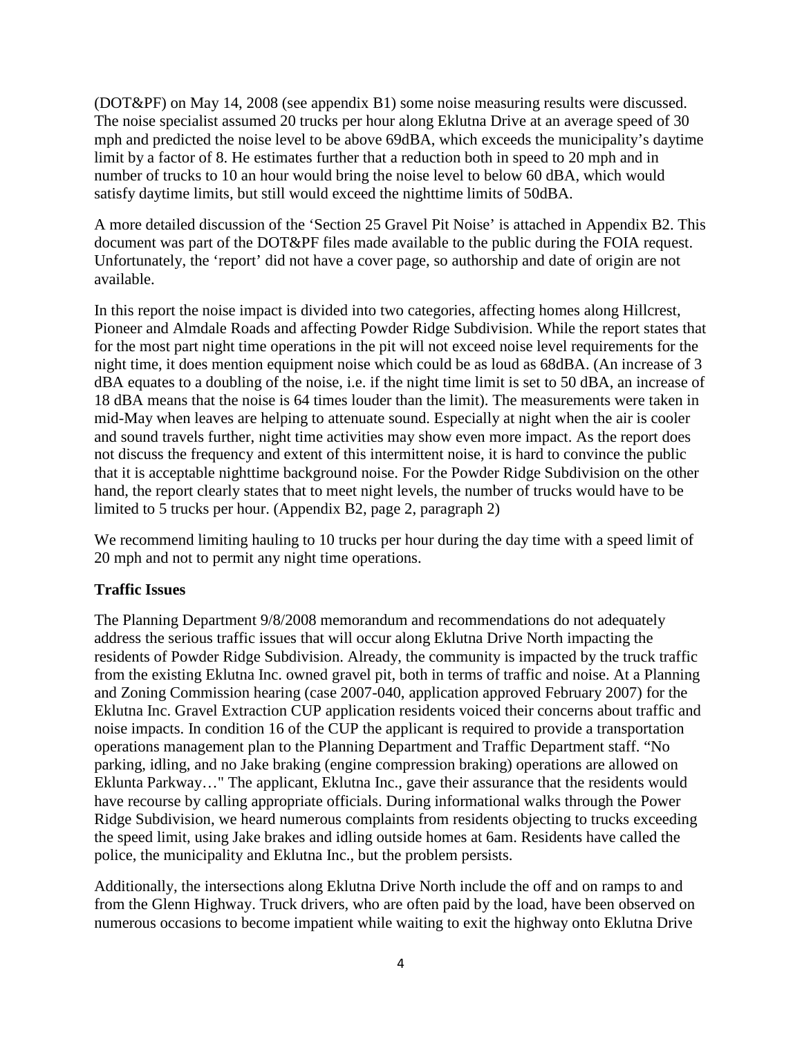(DOT&PF) on May 14, 2008 (see appendix B1) some noise measuring results were discussed. The noise specialist assumed 20 trucks per hour along Eklutna Drive at an average speed of 30 mph and predicted the noise level to be above 69dBA, which exceeds the municipality's daytime limit by a factor of 8. He estimates further that a reduction both in speed to 20 mph and in number of trucks to 10 an hour would bring the noise level to below 60 dBA, which would satisfy daytime limits, but still would exceed the nighttime limits of 50dBA.

A more detailed discussion of the 'Section 25 Gravel Pit Noise' is attached in Appendix B2. This document was part of the DOT&PF files made available to the public during the FOIA request. Unfortunately, the 'report' did not have a cover page, so authorship and date of origin are not available.

In this report the noise impact is divided into two categories, affecting homes along Hillcrest, Pioneer and Almdale Roads and affecting Powder Ridge Subdivision. While the report states that for the most part night time operations in the pit will not exceed noise level requirements for the night time, it does mention equipment noise which could be as loud as 68dBA. (An increase of 3 dBA equates to a doubling of the noise, i.e. if the night time limit is set to 50 dBA, an increase of 18 dBA means that the noise is 64 times louder than the limit). The measurements were taken in mid-May when leaves are helping to attenuate sound. Especially at night when the air is cooler and sound travels further, night time activities may show even more impact. As the report does not discuss the frequency and extent of this intermittent noise, it is hard to convince the public that it is acceptable nighttime background noise. For the Powder Ridge Subdivision on the other hand, the report clearly states that to meet night levels, the number of trucks would have to be limited to 5 trucks per hour. (Appendix B2, page 2, paragraph 2)

We recommend limiting hauling to 10 trucks per hour during the day time with a speed limit of 20 mph and not to permit any night time operations.

**Traffic Issues**

The Planning Department 9/8/2008 memorandum and recommendations do not adequately address the serious traffic issues that will occur along Eklutna Drive North impacting the residents of Powder Ridge Subdivision. Already, the community is impacted by the truck traffic from the existing Eklutna Inc. owned gravel pit, both in terms of traffic and noise. At a Planning and Zoning Commission hearing (case 2007-040, application approved February 2007) for the Eklutna Inc. Gravel Extraction CUP application residents voiced their concerns about traffic and noise impacts. In condition 16 of the CUP the applicant is required to provide a transportation operations management plan to the Planning Department and Traffic Department staff. "No parking, idling, and no Jake braking (engine compression braking) operations are allowed on Eklunta Parkway…" The applicant, Eklutna Inc., gave their assurance that the residents would have recourse by calling appropriate officials. During informational walks through the Power Ridge Subdivision, we heard numerous complaints from residents objecting to trucks exceeding the speed limit, using Jake brakes and idling outside homes at 6am. Residents have called the police, the municipality and Eklutna Inc., but the problem persists.

Additionally, the intersections along Eklutna Drive North include the off and on ramps to and from the Glenn Highway. Truck drivers, who are often paid by the load, have been observed on numerous occasions to become impatient while waiting to exit the highway onto Eklutna Drive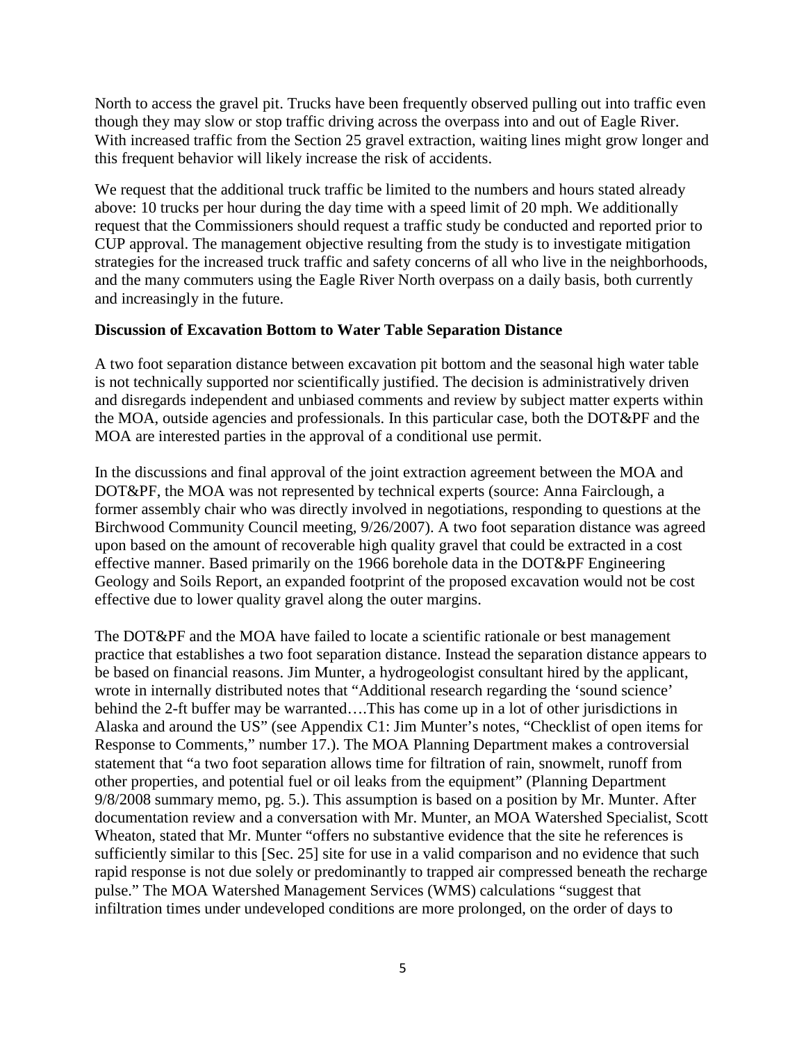North to access the gravel pit. Trucks have been frequently observed pulling out into traffic even though they may slow or stop traffic driving across the overpass into and out of Eagle River. With increased traffic from the Section 25 gravel extraction, waiting lines might grow longer and this frequent behavior will likely increase the risk of accidents.

We request that the additional truck traffic be limited to the numbers and hours stated already above: 10 trucks per hour during the day time with a speed limit of 20 mph. We additionally request that the Commissioners should request a traffic study be conducted and reported prior to CUP approval. The management objective resulting from the study is to investigate mitigation strategies for the increased truck traffic and safety concerns of all who live in the neighborhoods, and the many commuters using the Eagle River North overpass on a daily basis, both currently and increasingly in the future.

**Discussion of Excavation Bottom to Water Table Separation Distance**

A two foot separation distance between excavation pit bottom and the seasonal high water table is not technically supported nor scientifically justified. The decision is administratively driven and disregards independent and unbiased comments and review by subject matter experts within the MOA, outside agencies and professionals. In this particular case, both the DOT&PF and the MOA are interested parties in the approval of a conditional use permit.

In the discussions and final approval of the joint extraction agreement between the MOA and DOT&PF, the MOA was not represented by technical experts (source: Anna Fairclough, a former assembly chair who was directly involved in negotiations, responding to questions at the Birchwood Community Council meeting, 9/26/2007). A two foot separation distance was agreed upon based on the amount of recoverable high quality gravel that could be extracted in a cost effective manner. Based primarily on the 1966 borehole data in the DOT&PF Engineering Geology and Soils Report, an expanded footprint of the proposed excavation would not be cost effective due to lower quality gravel along the outer margins.

The DOT&PF and the MOA have failed to locate a scientific rationale or best management practice that establishes a two foot separation distance. Instead the separation distance appears to be based on financial reasons. Jim Munter, a hydrogeologist consultant hired by the applicant, wrote in internally distributed notes that "Additional research regarding the 'sound science' behind the 2-ft buffer may be warranted….This has come up in a lot of other jurisdictions in Alaska and around the US" (see Appendix C1: Jim Munter's notes, "Checklist of open items for Response to Comments," number 17.). The MOA Planning Department makes a controversial statement that "a two foot separation allows time for filtration of rain, snowmelt, runoff from other properties, and potential fuel or oil leaks from the equipment" (Planning Department 9/8/2008 summary memo, pg. 5.). This assumption is based on a position by Mr. Munter. After documentation review and a conversation with Mr. Munter, an MOA Watershed Specialist, Scott Wheaton, stated that Mr. Munter "offers no substantive evidence that the site he references is sufficiently similar to this [Sec. 25] site for use in a valid comparison and no evidence that such rapid response is not due solely or predominantly to trapped air compressed beneath the recharge pulse." The MOA Watershed Management Services (WMS) calculations "suggest that infiltration times under undeveloped conditions are more prolonged, on the order of days to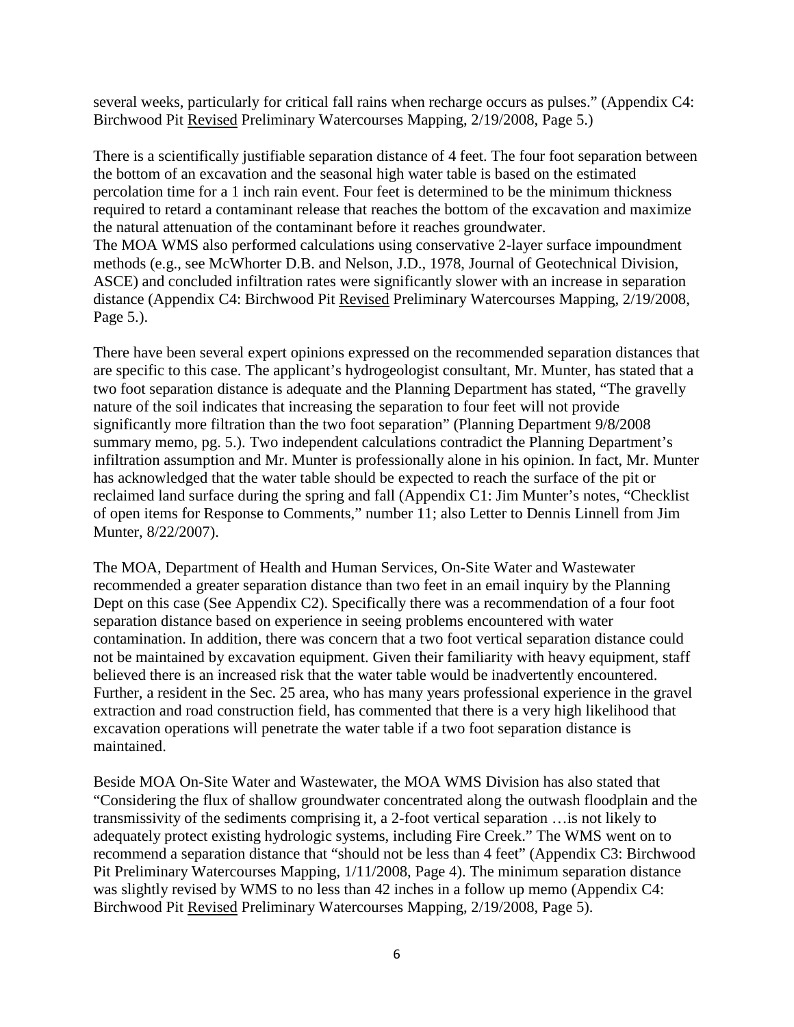several weeks, particularly for critical fall rains when recharge occurs as pulses." (Appendix C4: Birchwood Pit Revised Preliminary Watercourses Mapping, 2/19/2008, Page 5.)

There is a scientifically justifiable separation distance of 4 feet. The four foot separation between the bottom of an excavation and the seasonal high water table is based on the estimated percolation time for a 1 inch rain event. Four feet is determined to be the minimum thickness required to retard a contaminant release that reaches the bottom of the excavation and maximize the natural attenuation of the contaminant before it reaches groundwater.
The MOA WMS also performed calculations using conservative 2-layer surface impoundment methods (e.g., see McWhorter D.B. and Nelson, J.D., 1978, Journal of Geotechnical Division, ASCE) and concluded infiltration rates were significantly slower with an increase in separation distance (Appendix C4: Birchwood Pit Revised Preliminary Watercourses Mapping, 2/19/2008, Page 5.).

There have been several expert opinions expressed on the recommended separation distances that are specific to this case. The applicant's hydrogeologist consultant, Mr. Munter, has stated that a two foot separation distance is adequate and the Planning Department has stated, "The gravelly nature of the soil indicates that increasing the separation to four feet will not provide significantly more filtration than the two foot separation" (Planning Department 9/8/2008 summary memo, pg. 5.). Two independent calculations contradict the Planning Department's infiltration assumption and Mr. Munter is professionally alone in his opinion. In fact, Mr. Munter has acknowledged that the water table should be expected to reach the surface of the pit or reclaimed land surface during the spring and fall (Appendix C1: Jim Munter's notes, "Checklist of open items for Response to Comments," number 11; also Letter to Dennis Linnell from Jim Munter, 8/22/2007).

The MOA, Department of Health and Human Services, On-Site Water and Wastewater recommended a greater separation distance than two feet in an email inquiry by the Planning Dept on this case (See Appendix C2). Specifically there was a recommendation of a four foot separation distance based on experience in seeing problems encountered with water contamination. In addition, there was concern that a two foot vertical separation distance could not be maintained by excavation equipment. Given their familiarity with heavy equipment, staff believed there is an increased risk that the water table would be inadvertently encountered. Further, a resident in the Sec. 25 area, who has many years professional experience in the gravel extraction and road construction field, has commented that there is a very high likelihood that excavation operations will penetrate the water table if a two foot separation distance is maintained.

Beside MOA On-Site Water and Wastewater, the MOA WMS Division has also stated that "Considering the flux of shallow groundwater concentrated along the outwash floodplain and the transmissivity of the sediments comprising it, a 2-foot vertical separation …is not likely to adequately protect existing hydrologic systems, including Fire Creek." The WMS went on to recommend a separation distance that "should not be less than 4 feet" (Appendix C3: Birchwood Pit Preliminary Watercourses Mapping, 1/11/2008, Page 4). The minimum separation distance was slightly revised by WMS to no less than 42 inches in a follow up memo (Appendix C4: Birchwood Pit Revised Preliminary Watercourses Mapping, 2/19/2008, Page 5).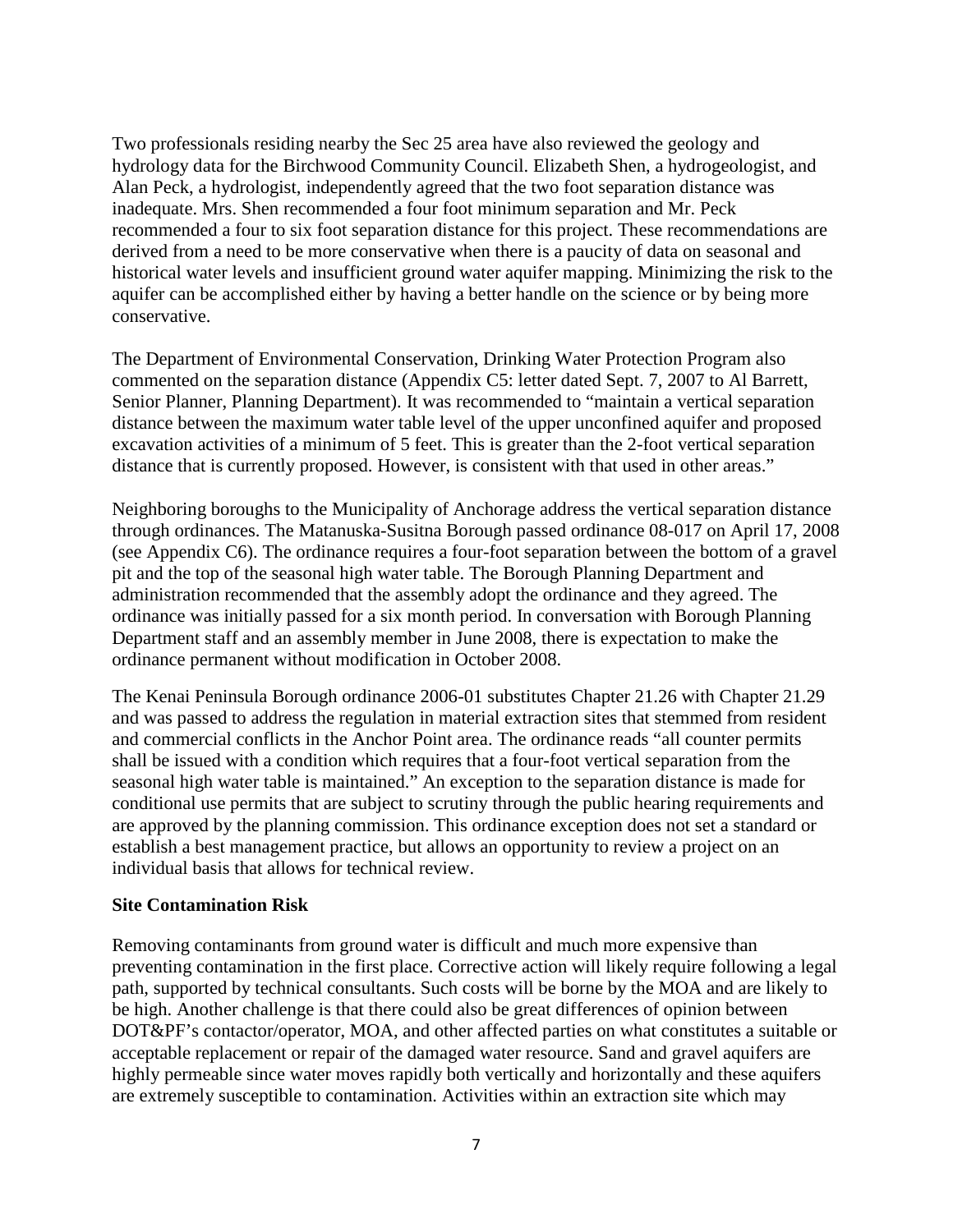Two professionals residing nearby the Sec 25 area have also reviewed the geology and hydrology data for the Birchwood Community Council. Elizabeth Shen, a hydrogeologist, and Alan Peck, a hydrologist, independently agreed that the two foot separation distance was inadequate. Mrs. Shen recommended a four foot minimum separation and Mr. Peck recommended a four to six foot separation distance for this project. These recommendations are derived from a need to be more conservative when there is a paucity of data on seasonal and historical water levels and insufficient ground water aquifer mapping. Minimizing the risk to the aquifer can be accomplished either by having a better handle on the science or by being more conservative.

The Department of Environmental Conservation, Drinking Water Protection Program also commented on the separation distance (Appendix C5: letter dated Sept. 7, 2007 to Al Barrett, Senior Planner, Planning Department). It was recommended to "maintain a vertical separation distance between the maximum water table level of the upper unconfined aquifer and proposed excavation activities of a minimum of 5 feet. This is greater than the 2-foot vertical separation distance that is currently proposed. However, is consistent with that used in other areas."

Neighboring boroughs to the Municipality of Anchorage address the vertical separation distance through ordinances. The Matanuska-Susitna Borough passed ordinance 08-017 on April 17, 2008 (see Appendix C6). The ordinance requires a four-foot separation between the bottom of a gravel pit and the top of the seasonal high water table. The Borough Planning Department and administration recommended that the assembly adopt the ordinance and they agreed. The ordinance was initially passed for a six month period. In conversation with Borough Planning Department staff and an assembly member in June 2008, there is expectation to make the ordinance permanent without modification in October 2008.

The Kenai Peninsula Borough ordinance 2006-01 substitutes Chapter 21.26 with Chapter 21.29 and was passed to address the regulation in material extraction sites that stemmed from resident and commercial conflicts in the Anchor Point area. The ordinance reads "all counter permits shall be issued with a condition which requires that a four-foot vertical separation from the seasonal high water table is maintained." An exception to the separation distance is made for conditional use permits that are subject to scrutiny through the public hearing requirements and are approved by the planning commission. This ordinance exception does not set a standard or establish a best management practice, but allows an opportunity to review a project on an individual basis that allows for technical review.

**Site Contamination Risk**

Removing contaminants from ground water is difficult and much more expensive than preventing contamination in the first place. Corrective action will likely require following a legal path, supported by technical consultants. Such costs will be borne by the MOA and are likely to be high. Another challenge is that there could also be great differences of opinion between DOT&PF's contactor/operator, MOA, and other affected parties on what constitutes a suitable or acceptable replacement or repair of the damaged water resource. Sand and gravel aquifers are highly permeable since water moves rapidly both vertically and horizontally and these aquifers are extremely susceptible to contamination. Activities within an extraction site which may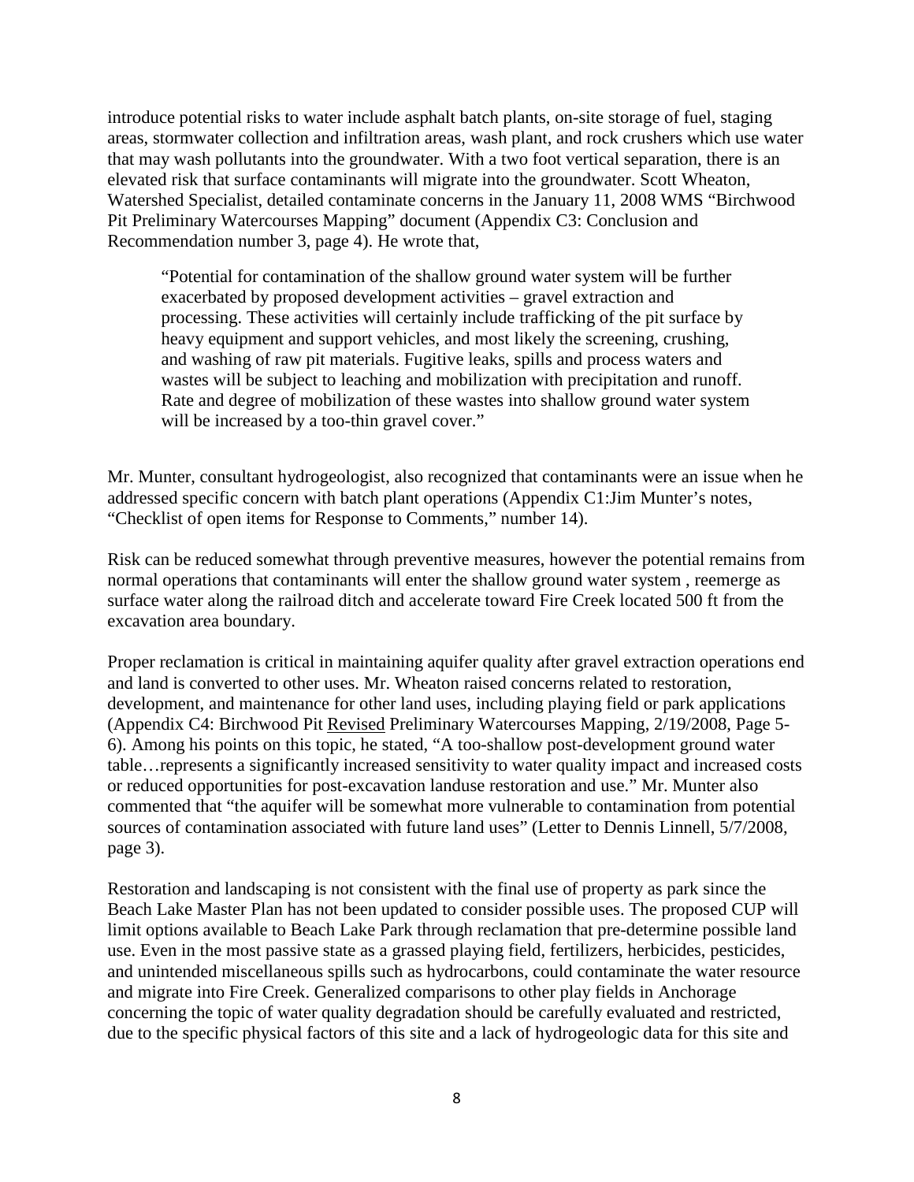introduce potential risks to water include asphalt batch plants, on-site storage of fuel, staging areas, stormwater collection and infiltration areas, wash plant, and rock crushers which use water that may wash pollutants into the groundwater. With a two foot vertical separation, there is an elevated risk that surface contaminants will migrate into the groundwater. Scott Wheaton, Watershed Specialist, detailed contaminate concerns in the January 11, 2008 WMS "Birchwood Pit Preliminary Watercourses Mapping" document (Appendix C3: Conclusion and Recommendation number 3, page 4). He wrote that,

> "Potential for contamination of the shallow ground water system will be further exacerbated by proposed development activities – gravel extraction and processing. These activities will certainly include trafficking of the pit surface by heavy equipment and support vehicles, and most likely the screening, crushing, and washing of raw pit materials. Fugitive leaks, spills and process waters and wastes will be subject to leaching and mobilization with precipitation and runoff. Rate and degree of mobilization of these wastes into shallow ground water system will be increased by a too-thin gravel cover."

Mr. Munter, consultant hydrogeologist, also recognized that contaminants were an issue when he addressed specific concern with batch plant operations (Appendix C1:Jim Munter's notes, "Checklist of open items for Response to Comments," number 14).

Risk can be reduced somewhat through preventive measures, however the potential remains from normal operations that contaminants will enter the shallow ground water system , reemerge as surface water along the railroad ditch and accelerate toward Fire Creek located 500 ft from the excavation area boundary.

Proper reclamation is critical in maintaining aquifer quality after gravel extraction operations end and land is converted to other uses. Mr. Wheaton raised concerns related to restoration, development, and maintenance for other land uses, including playing field or park applications (Appendix C4: Birchwood Pit Revised Preliminary Watercourses Mapping, 2/19/2008, Page 5-6). Among his points on this topic, he stated, "A too-shallow post-development ground water table…represents a significantly increased sensitivity to water quality impact and increased costs or reduced opportunities for post-excavation landuse restoration and use." Mr. Munter also commented that "the aquifer will be somewhat more vulnerable to contamination from potential sources of contamination associated with future land uses" (Letter to Dennis Linnell, 5/7/2008, page 3).

Restoration and landscaping is not consistent with the final use of property as park since the Beach Lake Master Plan has not been updated to consider possible uses. The proposed CUP will limit options available to Beach Lake Park through reclamation that pre-determine possible land use. Even in the most passive state as a grassed playing field, fertilizers, herbicides, pesticides, and unintended miscellaneous spills such as hydrocarbons, could contaminate the water resource and migrate into Fire Creek. Generalized comparisons to other play fields in Anchorage concerning the topic of water quality degradation should be carefully evaluated and restricted, due to the specific physical factors of this site and a lack of hydrogeologic data for this site and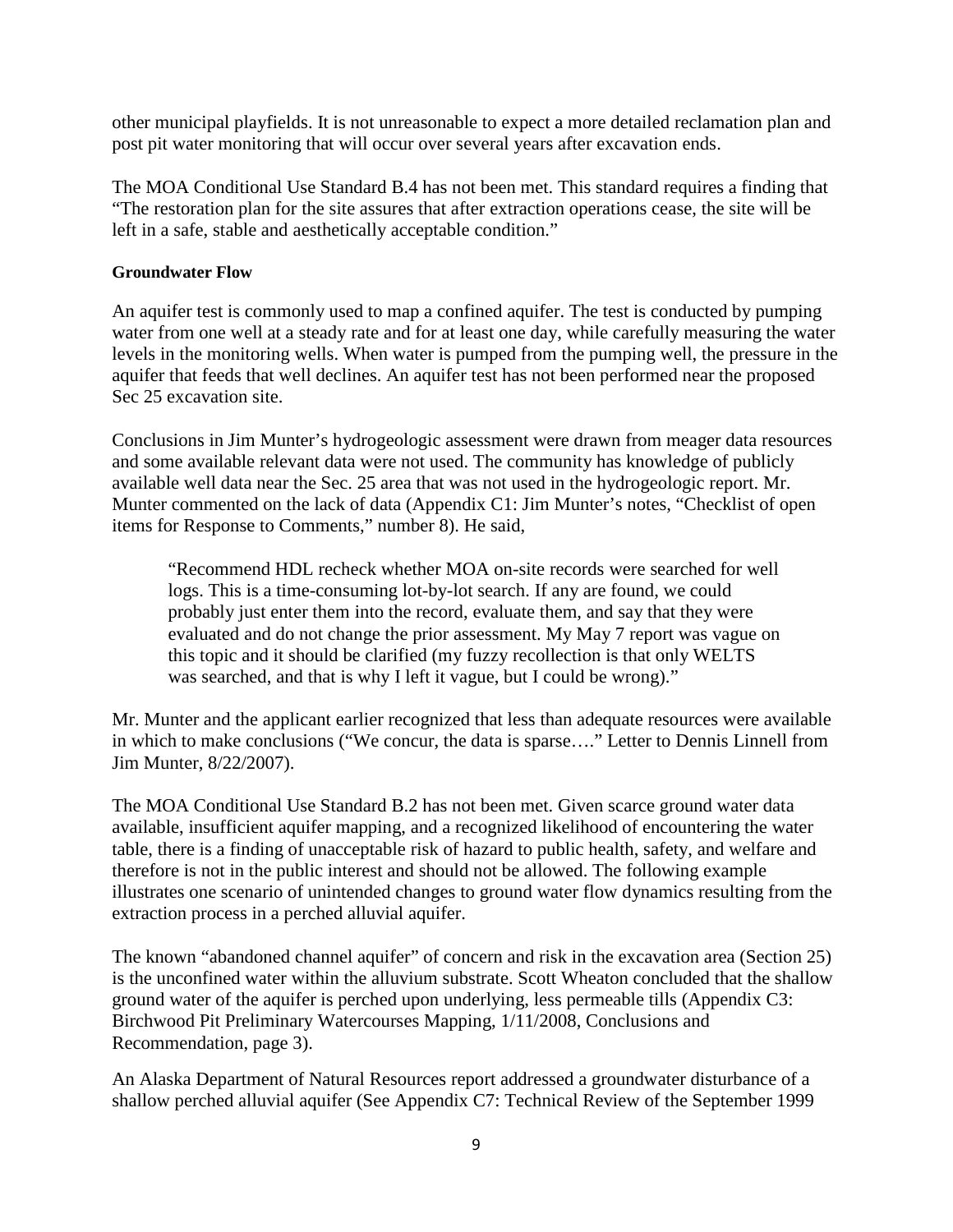other municipal playfields. It is not unreasonable to expect a more detailed reclamation plan and post pit water monitoring that will occur over several years after excavation ends.

The MOA Conditional Use Standard B.4 has not been met. This standard requires a finding that "The restoration plan for the site assures that after extraction operations cease, the site will be left in a safe, stable and aesthetically acceptable condition."

**Groundwater Flow**

An aquifer test is commonly used to map a confined aquifer. The test is conducted by pumping water from one well at a steady rate and for at least one day, while carefully measuring the water levels in the monitoring wells. When water is pumped from the pumping well, the pressure in the aquifer that feeds that well declines. An aquifer test has not been performed near the proposed Sec 25 excavation site.

Conclusions in Jim Munter's hydrogeologic assessment were drawn from meager data resources and some available relevant data were not used. The community has knowledge of publicly available well data near the Sec. 25 area that was not used in the hydrogeologic report. Mr. Munter commented on the lack of data (Appendix C1: Jim Munter's notes, "Checklist of open items for Response to Comments," number 8). He said,

> "Recommend HDL recheck whether MOA on-site records were searched for well logs. This is a time-consuming lot-by-lot search. If any are found, we could probably just enter them into the record, evaluate them, and say that they were evaluated and do not change the prior assessment. My May 7 report was vague on this topic and it should be clarified (my fuzzy recollection is that only WELTS was searched, and that is why I left it vague, but I could be wrong)."

Mr. Munter and the applicant earlier recognized that less than adequate resources were available in which to make conclusions ("We concur, the data is sparse…." Letter to Dennis Linnell from Jim Munter, 8/22/2007).

The MOA Conditional Use Standard B.2 has not been met. Given scarce ground water data available, insufficient aquifer mapping, and a recognized likelihood of encountering the water table, there is a finding of unacceptable risk of hazard to public health, safety, and welfare and therefore is not in the public interest and should not be allowed. The following example illustrates one scenario of unintended changes to ground water flow dynamics resulting from the extraction process in a perched alluvial aquifer.

The known "abandoned channel aquifer" of concern and risk in the excavation area (Section 25) is the unconfined water within the alluvium substrate. Scott Wheaton concluded that the shallow ground water of the aquifer is perched upon underlying, less permeable tills (Appendix C3: Birchwood Pit Preliminary Watercourses Mapping, 1/11/2008, Conclusions and Recommendation, page 3).

An Alaska Department of Natural Resources report addressed a groundwater disturbance of a shallow perched alluvial aquifer (See Appendix C7: Technical Review of the September 1999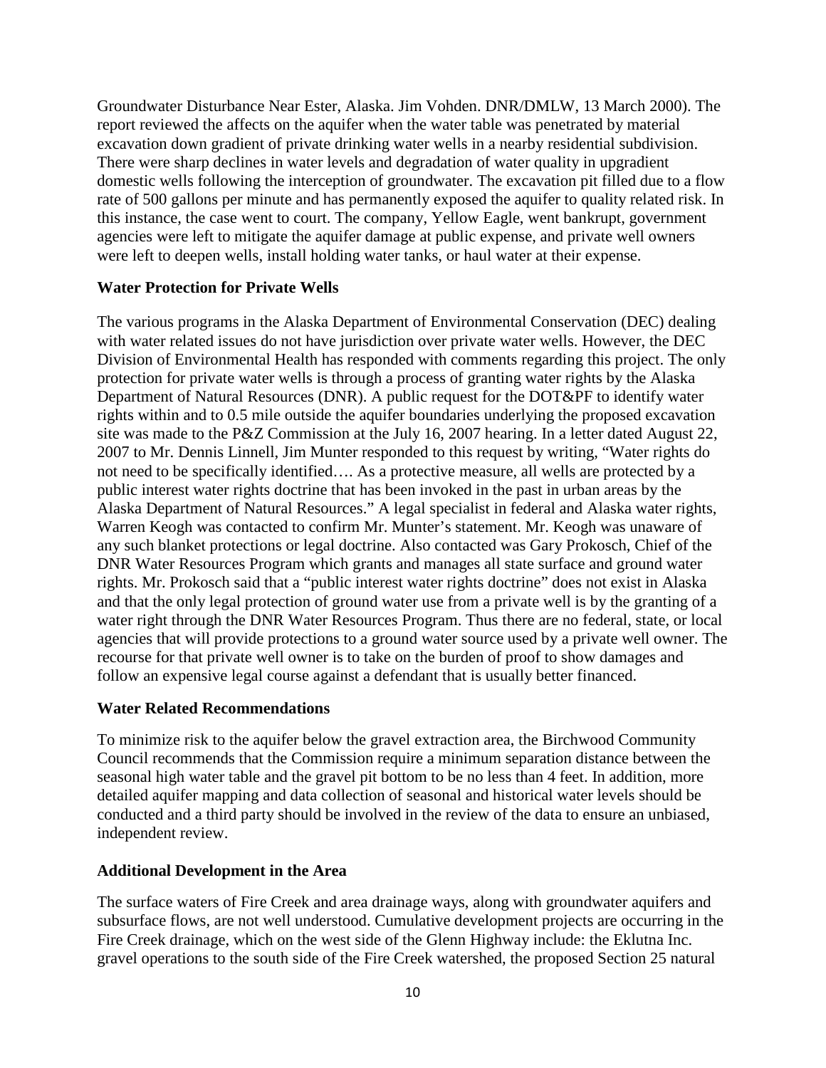Groundwater Disturbance Near Ester, Alaska. Jim Vohden. DNR/DMLW, 13 March 2000). The report reviewed the affects on the aquifer when the water table was penetrated by material excavation down gradient of private drinking water wells in a nearby residential subdivision. There were sharp declines in water levels and degradation of water quality in upgradient domestic wells following the interception of groundwater. The excavation pit filled due to a flow rate of 500 gallons per minute and has permanently exposed the aquifer to quality related risk. In this instance, the case went to court. The company, Yellow Eagle, went bankrupt, government agencies were left to mitigate the aquifer damage at public expense, and private well owners were left to deepen wells, install holding water tanks, or haul water at their expense.

**Water Protection for Private Wells**

The various programs in the Alaska Department of Environmental Conservation (DEC) dealing with water related issues do not have jurisdiction over private water wells. However, the DEC Division of Environmental Health has responded with comments regarding this project. The only protection for private water wells is through a process of granting water rights by the Alaska Department of Natural Resources (DNR). A public request for the DOT&PF to identify water rights within and to 0.5 mile outside the aquifer boundaries underlying the proposed excavation site was made to the P&Z Commission at the July 16, 2007 hearing. In a letter dated August 22, 2007 to Mr. Dennis Linnell, Jim Munter responded to this request by writing, "Water rights do not need to be specifically identified…. As a protective measure, all wells are protected by a public interest water rights doctrine that has been invoked in the past in urban areas by the Alaska Department of Natural Resources." A legal specialist in federal and Alaska water rights, Warren Keogh was contacted to confirm Mr. Munter's statement. Mr. Keogh was unaware of any such blanket protections or legal doctrine. Also contacted was Gary Prokosch, Chief of the DNR Water Resources Program which grants and manages all state surface and ground water rights. Mr. Prokosch said that a "public interest water rights doctrine" does not exist in Alaska and that the only legal protection of ground water use from a private well is by the granting of a water right through the DNR Water Resources Program. Thus there are no federal, state, or local agencies that will provide protections to a ground water source used by a private well owner. The recourse for that private well owner is to take on the burden of proof to show damages and follow an expensive legal course against a defendant that is usually better financed.

**Water Related Recommendations**

To minimize risk to the aquifer below the gravel extraction area, the Birchwood Community Council recommends that the Commission require a minimum separation distance between the seasonal high water table and the gravel pit bottom to be no less than 4 feet. In addition, more detailed aquifer mapping and data collection of seasonal and historical water levels should be conducted and a third party should be involved in the review of the data to ensure an unbiased, independent review.

**Additional Development in the Area**

The surface waters of Fire Creek and area drainage ways, along with groundwater aquifers and subsurface flows, are not well understood. Cumulative development projects are occurring in the Fire Creek drainage, which on the west side of the Glenn Highway include: the Eklutna Inc. gravel operations to the south side of the Fire Creek watershed, the proposed Section 25 natural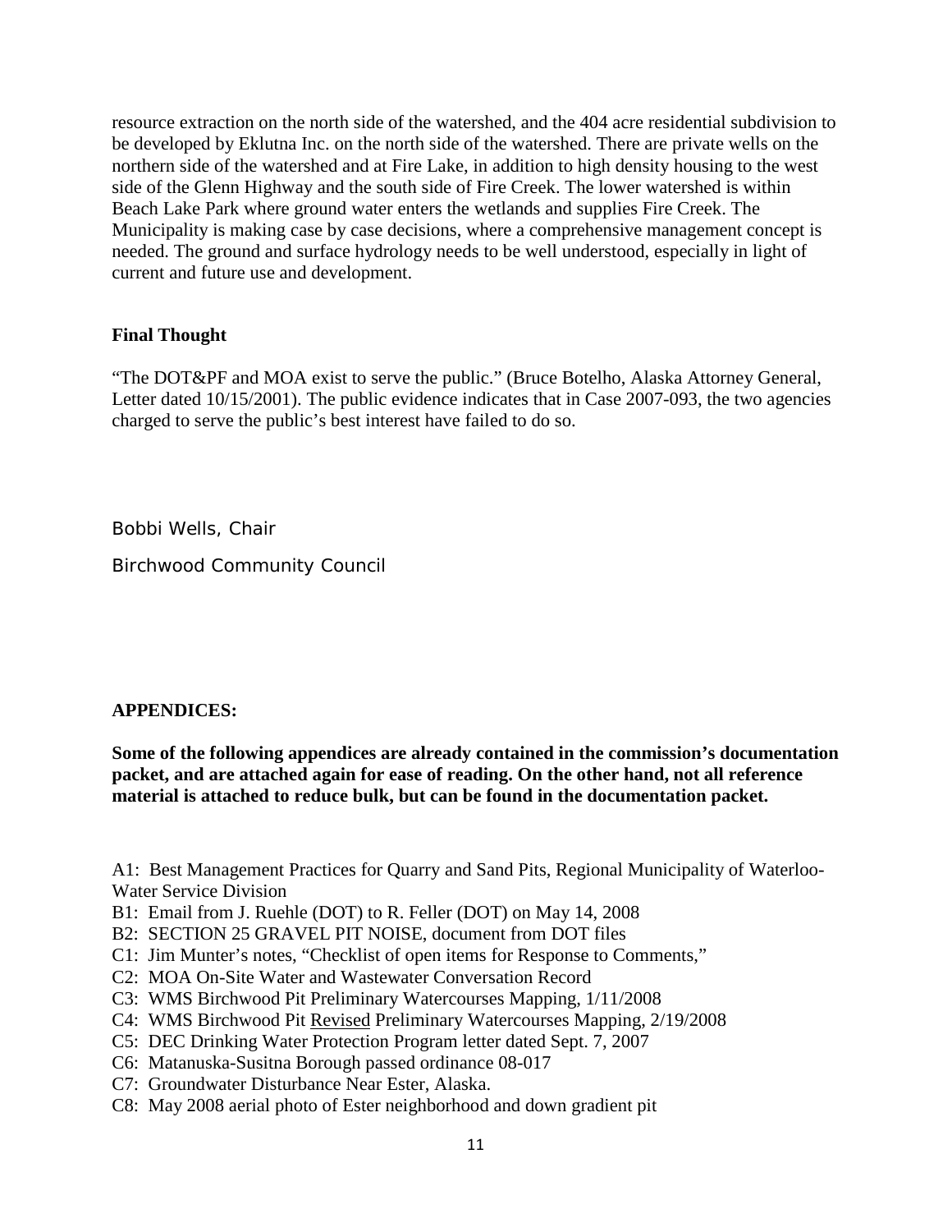resource extraction on the north side of the watershed, and the 404 acre residential subdivision to be developed by Eklutna Inc. on the north side of the watershed. There are private wells on the northern side of the watershed and at Fire Lake, in addition to high density housing to the west side of the Glenn Highway and the south side of Fire Creek. The lower watershed is within Beach Lake Park where ground water enters the wetlands and supplies Fire Creek. The Municipality is making case by case decisions, where a comprehensive management concept is needed. The ground and surface hydrology needs to be well understood, especially in light of current and future use and development.

**Final Thought**

"The DOT&PF and MOA exist to serve the public." (Bruce Botelho, Alaska Attorney General, Letter dated 10/15/2001). The public evidence indicates that in Case 2007-093, the two agencies charged to serve the public's best interest have failed to do so.

Bobbi Wells, Chair

Birchwood Community Council

**APPENDICES:**

**Some of the following appendices are already contained in the commission's documentation packet, and are attached again for ease of reading. On the other hand, not all reference material is attached to reduce bulk, but can be found in the documentation packet.**

A1: Best Management Practices for Quarry and Sand Pits, Regional Municipality of Waterloo-Water Service Division
B1: Email from J. Ruehle (DOT) to R. Feller (DOT) on May 14, 2008
B2: SECTION 25 GRAVEL PIT NOISE, document from DOT files
C1: Jim Munter's notes, "Checklist of open items for Response to Comments,"
C2: MOA On-Site Water and Wastewater Conversation Record
C3: WMS Birchwood Pit Preliminary Watercourses Mapping, 1/11/2008
C4: WMS Birchwood Pit <u>Revised</u> Preliminary Watercourses Mapping, 2/19/2008
C5: DEC Drinking Water Protection Program letter dated Sept. 7, 2007
C6: Matanuska-Susitna Borough passed ordinance 08-017
C7: Groundwater Disturbance Near Ester, Alaska.
C8: May 2008 aerial photo of Ester neighborhood and down gradient pit